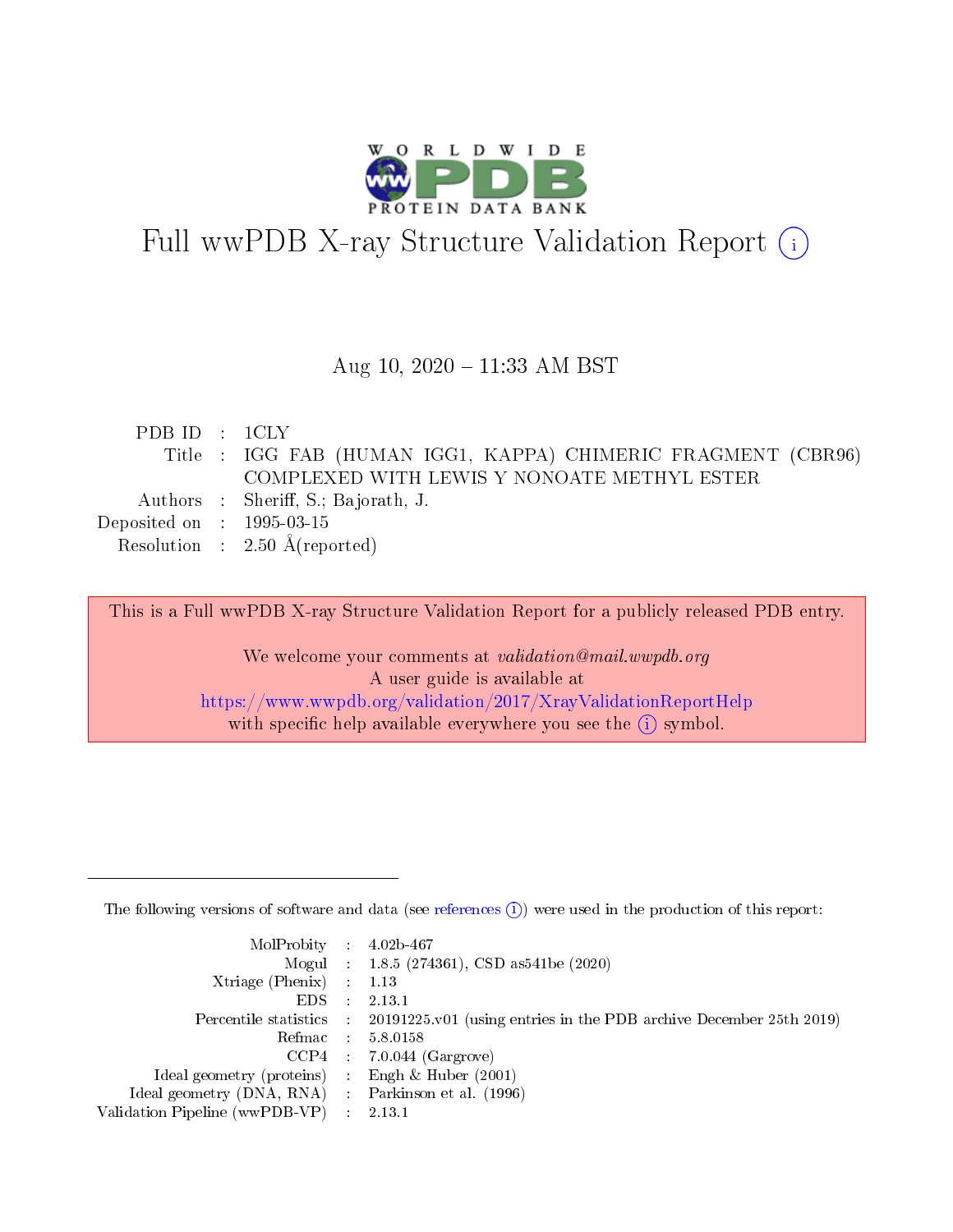# Full wwPDB X-ray Structure Validation Report (i)

Aug 10, 2020 – 11:33 AM BST

| | | |
|---|---|---|
| PDB ID | : | 1CLY |
| Title | : | IGG FAB (HUMAN IGG1, KAPPA) CHIMERIC FRAGMENT (CBR96) COMPLEXED WITH LEWIS Y NONOATE METHYL ESTER |
| Authors | : | Sheriff, S.; Bajorath, J. |
| Deposited on | : | 1995-03-15 |
| Resolution | : | 2.50 Å(reported) |

This is a Full wwPDB X-ray Structure Validation Report for a publicly released PDB entry.

We welcome your comments at *validation@mail.wwpdb.org*
A user guide is available at
https://www.wwpdb.org/validation/2017/XrayValidationReportHelp
with specific help available everywhere you see the (i) symbol.

The following versions of software and data (see references (i)) were used in the production of this report:

| | | |
|---|---|---|
| MolProbity | : | 4.02b-467 |
| Mogul | : | 1.8.5 (274361), CSD as541be (2020) |
| Xtriage (Phenix) | : | 1.13 |
| EDS | : | 2.13.1 |
| Percentile statistics | : | 20191225.v01 (using entries in the PDB archive December 25th 2019) |
| Refmac | : | 5.8.0158 |
| CCP4 | : | 7.0.044 (Gargrove) |
| Ideal geometry (proteins) | : | Engh & Huber (2001) |
| Ideal geometry (DNA, RNA) | : | Parkinson et al. (1996) |
| Validation Pipeline (wwPDB-VP) | : | 2.13.1 |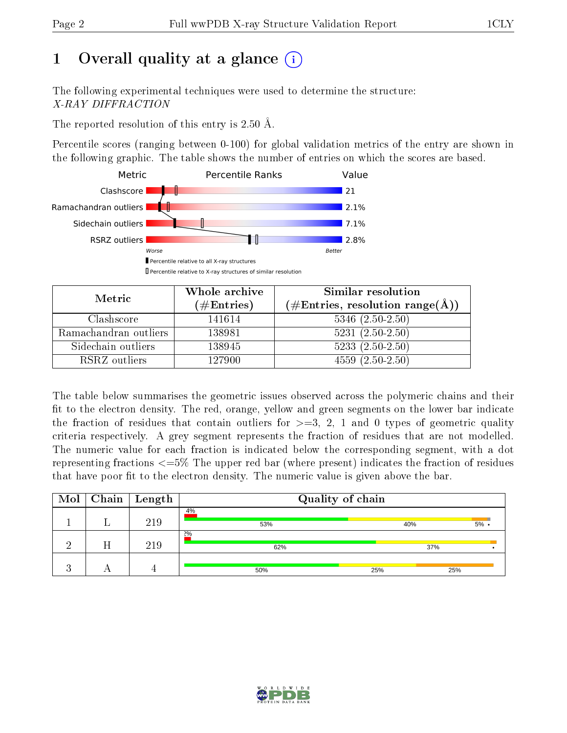# 1 Overall quality at a glance ⓘ

The following experimental techniques were used to determine the structure:
*X-RAY DIFFRACTION*

The reported resolution of this entry is 2.50 Å.

Percentile scores (ranging between 0-100) for global validation metrics of the entry are shown in the following graphic. The table shows the number of entries on which the scores are based.

| Metric | Value |
|---|---|
| Clashscore | 21 |
| Ramachandran outliers | 2.1% |
| Sidechain outliers | 7.1% |
| RSRZ outliers | 2.8% |

Worse — Better

▮ Percentile relative to all X-ray structures
▯ Percentile relative to X-ray structures of similar resolution

| Metric | Whole archive (#Entries) | Similar resolution (#Entries, resolution range(Å)) |
|---|---|---|
| Clashscore | 141614 | 5346 (2.50-2.50) |
| Ramachandran outliers | 138981 | 5231 (2.50-2.50) |
| Sidechain outliers | 138945 | 5233 (2.50-2.50) |
| RSRZ outliers | 127900 | 4559 (2.50-2.50) |

The table below summarises the geometric issues observed across the polymeric chains and their fit to the electron density. The red, orange, yellow and green segments on the lower bar indicate the fraction of residues that contain outliers for >=3, 2, 1 and 0 types of geometric quality criteria respectively. A grey segment represents the fraction of residues that are not modelled. The numeric value for each fraction is indicated below the corresponding segment, with a dot representing fractions <=5% The upper red bar (where present) indicates the fraction of residues that have poor fit to the electron density. The numeric value is given above the bar.

| Mol | Chain | Length | Quality of chain |
|---|---|---|---|
| 1 | L | 219 | 4% (poor fit); 53%, 40%, 5%, • |
| 2 | H | 219 | 2% (poor fit); 62%, 37%, • |
| 3 | A | 4 | 50%, 25%, 25% |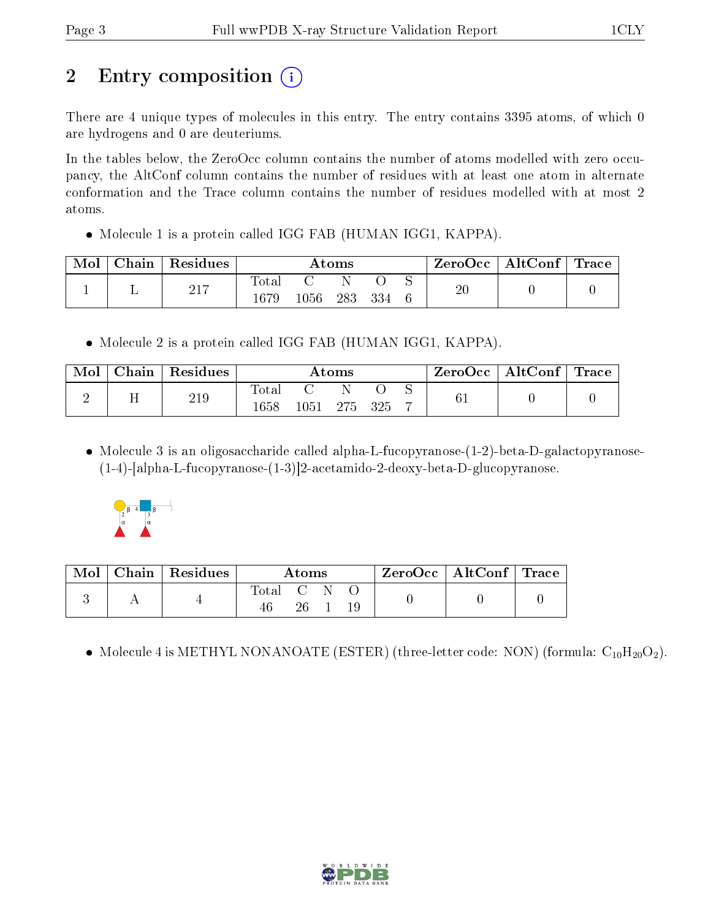# 2 Entry composition (i)

There are 4 unique types of molecules in this entry. The entry contains 3395 atoms, of which 0 are hydrogens and 0 are deuteriums.

In the tables below, the ZeroOcc column contains the number of atoms modelled with zero occupancy, the AltConf column contains the number of residues with at least one atom in alternate conformation and the Trace column contains the number of residues modelled with at most 2 atoms.

- Molecule 1 is a protein called IGG FAB (HUMAN IGG1, KAPPA).

| Mol | Chain | Residues | Atoms | | | | | ZeroOcc | AltConf | Trace |
|---|---|---|---|---|---|---|---|---|---|---|
| 1 | L | 217 | Total<br>1679 | C<br>1056 | N<br>283 | O<br>334 | S<br>6 | 20 | 0 | 0 |

- Molecule 2 is a protein called IGG FAB (HUMAN IGG1, KAPPA).

| Mol | Chain | Residues | Atoms | | | | | ZeroOcc | AltConf | Trace |
|---|---|---|---|---|---|---|---|---|---|---|
| 2 | H | 219 | Total<br>1658 | C<br>1051 | N<br>275 | O<br>325 | S<br>7 | 61 | 0 | 0 |

- Molecule 3 is an oligosaccharide called alpha-L-fucopyranose-(1-2)-beta-D-galactopyranose-(1-4)-[alpha-L-fucopyranose-(1-3)]2-acetamido-2-deoxy-beta-D-glucopyranose.

| Mol | Chain | Residues | Atoms | | | | ZeroOcc | AltConf | Trace |
|---|---|---|---|---|---|---|---|---|---|
| 3 | A | 4 | Total<br>46 | C<br>26 | N<br>1 | O<br>19 | 0 | 0 | 0 |

- Molecule 4 is METHYL NONANOATE (ESTER) (three-letter code: NON) (formula: $C_{10}H_{20}O_2$).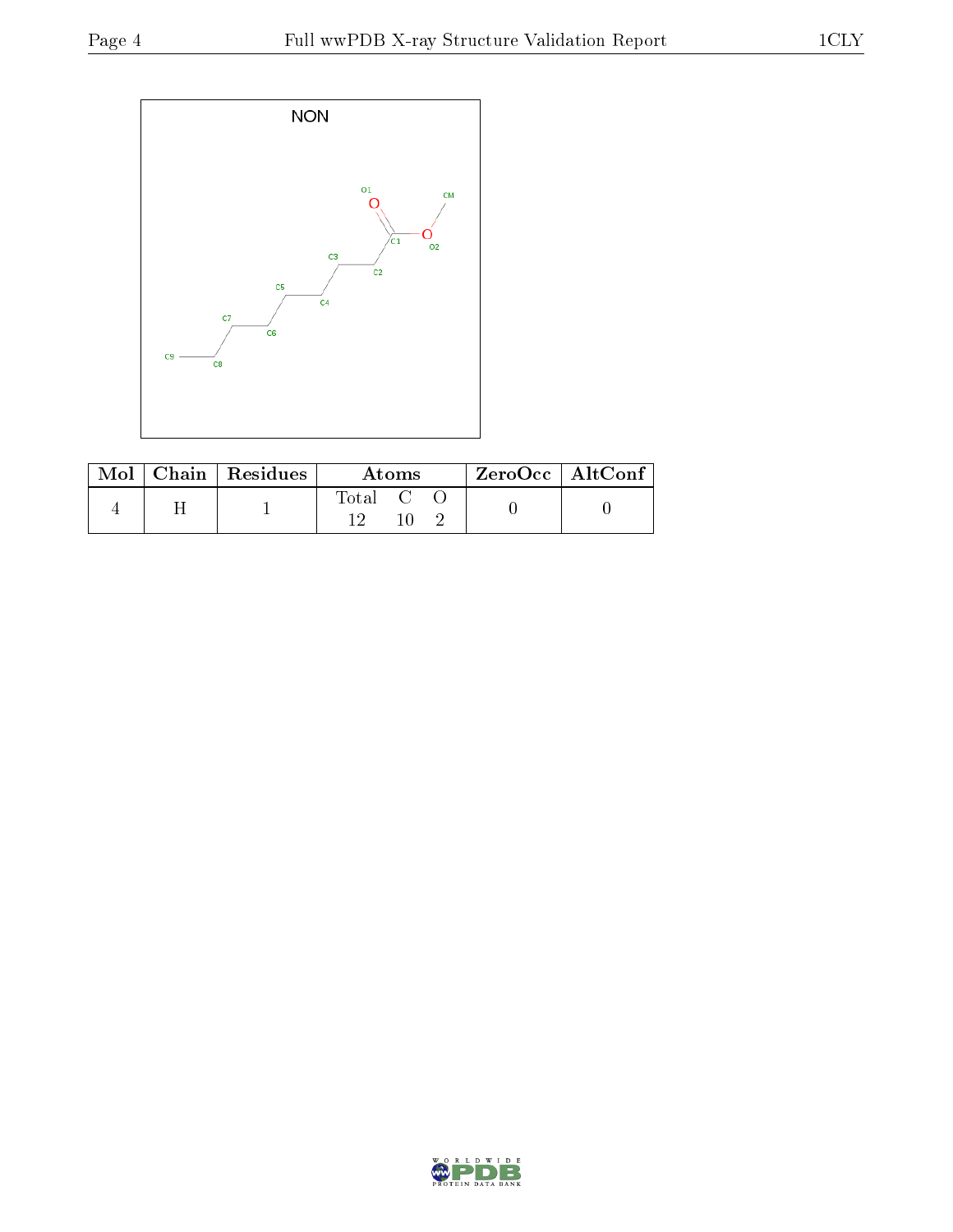| Mol | Chain | Residues | Atoms | | | ZeroOcc | AltConf |
|---|---|---|---|---|---|---|---|
| | | | Total | C | O | | |
| 4 | H | 1 | 12 | 10 | 2 | 0 | 0 |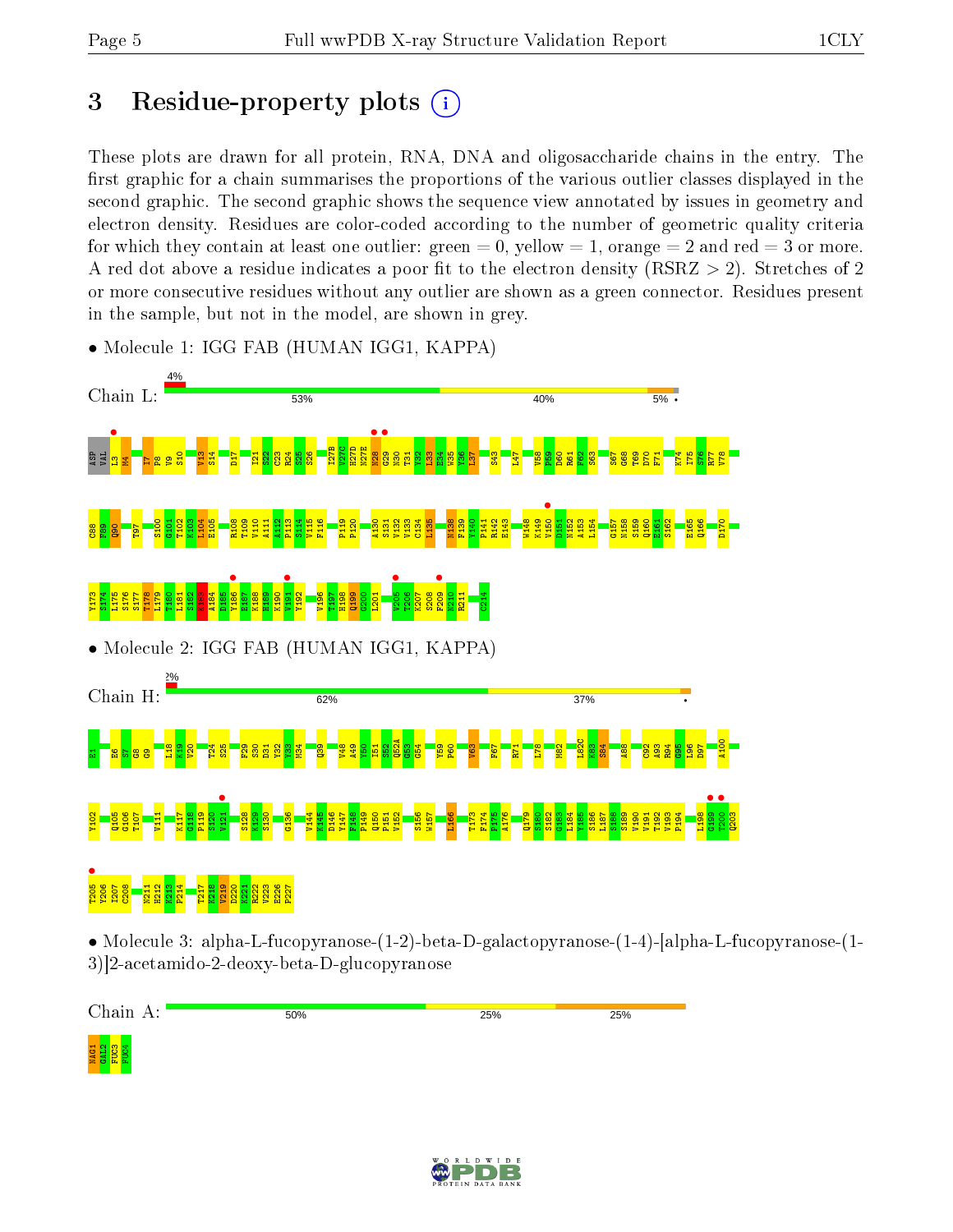# 3 Residue-property plots

These plots are drawn for all protein, RNA, DNA and oligosaccharide chains in the entry. The first graphic for a chain summarises the proportions of the various outlier classes displayed in the second graphic. The second graphic shows the sequence view annotated by issues in geometry and electron density. Residues are color-coded according to the number of geometric quality criteria for which they contain at least one outlier: green = 0, yellow = 1, orange = 2 and red = 3 or more. A red dot above a residue indicates a poor fit to the electron density (RSRZ > 2). Stretches of 2 or more consecutive residues without any outlier are shown as a green connector. Residues present in the sample, but not in the model, are shown in grey.

- Molecule 1: IGG FAB (HUMAN IGG1, KAPPA)

Chain L: 4% | 53% | 40% | 5% •

ASP VAL L3 M4 I7 P8 V9 S10 V13 S14 D17 I21 S22 C23 R24 S25 S26 I27B V27C H27D N27E N28 G29 N30 T31 Y32 L33 E34 W35 Y36 L37 S43 L47 V58 P59 D60 R61 F62 S63 S67 G68 T69 D70 F71 K74 I75 S76 R77 V78 C88 F89 Q90 T97 S100 G101 T102 K103 L104 E105 R108 T109 V110 A111 A112 P113 S114 V115 F116 P119 P120 A130 S131 V132 V133 C134 L135 N138 F139 Y140 P141 R142 E143 W148 K149 V150 D151 N152 A153 L154 G157 N158 S159 Q160 E161 S162 E165 Q166 D170 Y173 S174 L175 S176 S177 T178 L179 T180 L181 S182 K183 A184 D185 Y186 E187 K188 H189 K190 V191 Y192 V196 T197 H198 Q199 G200 L201 V205 T206 K207 S208 F209 N210 R211 C214

- Molecule 2: IGG FAB (HUMAN IGG1, KAPPA)

Chain H: 2% | 62% | 37% •

E1 E6 S7 G8 G9 L18 K19 V20 T24 S25 F29 S30 D31 Y32 Y33 M34 Q39 V48 A49 Y50 I51 S52 Q52A G53 G54 Y59 P60 V63 F67 R71 L78 M82 L82C K83 S84 A88 C92 A93 R94 Q95 L96 D97 A100 Y102 Q105 G106 T107 V111 K117 G118 P119 S120 V121 S128 K129 S130 G136 V144 K145 D146 Y147 F148 P149 Q150 P151 V152 S156 W157 L166 T173 F174 P175 A176 Q179 S180 S182 G183 L184 Y185 S186 L187 S188 S189 V190 V191 T192 V193 P194 L198 G199 T200 Q203 T205 V206 I207 C208 N211 H212 K213 P214 T217 K218 V219 D220 K221 R222 V223 E226 P227

- Molecule 3: alpha-L-fucopyranose-(1-2)-beta-D-galactopyranose-(1-4)-[alpha-L-fucopyranose-(1-3)]2-acetamido-2-deoxy-beta-D-glucopyranose

Chain A: 50% | 25% | 25%

NAG1 GAL2 FUC3 FUC4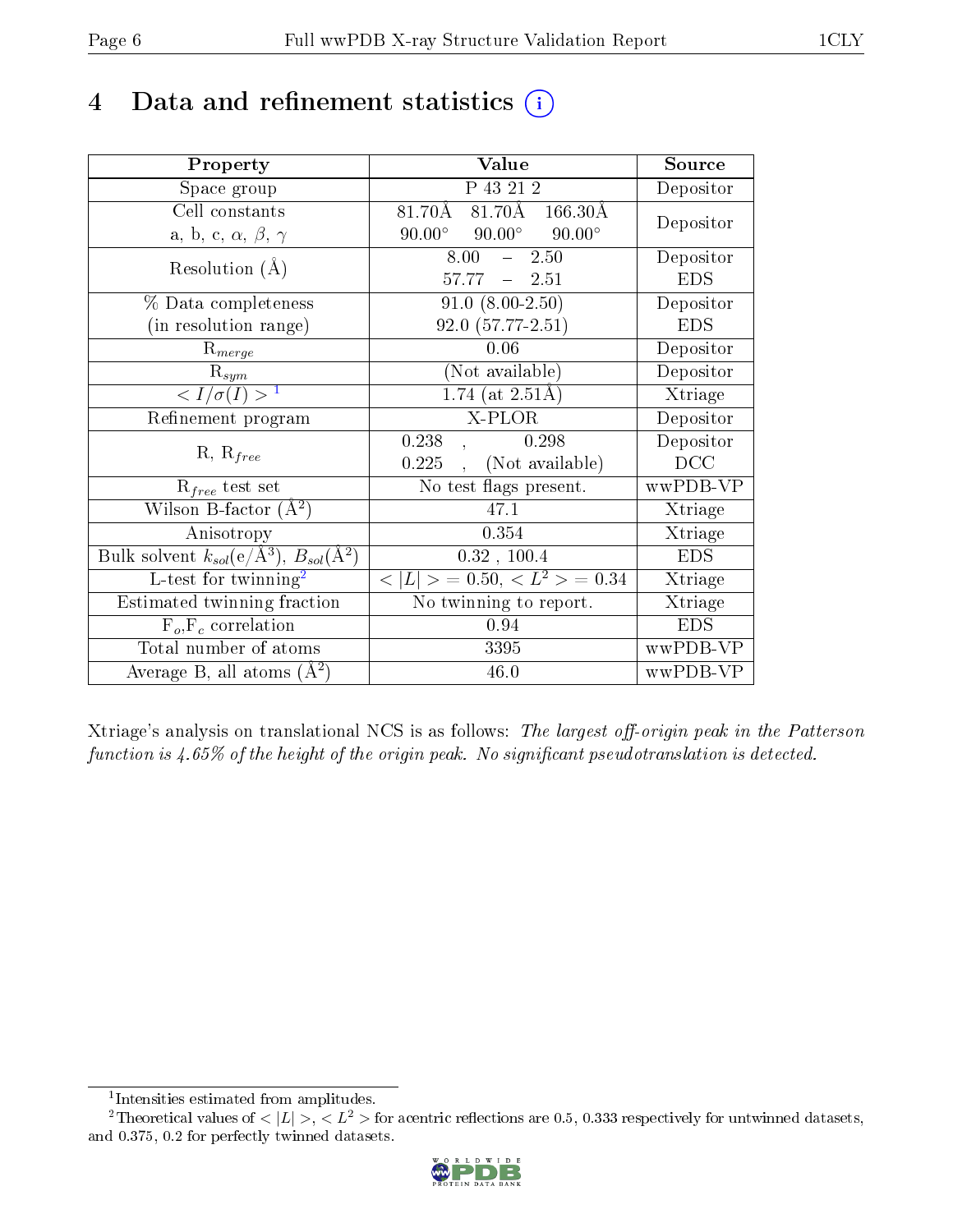# 4 Data and refinement statistics (i)

| Property | Value | Source |
|---|---|---|
| Space group | P 43 21 2 | Depositor |
| Cell constants<br>a, b, c, $\alpha$, $\beta$, $\gamma$ | 81.70Å 81.70Å 166.30Å<br>90.00° 90.00° 90.00° | Depositor |
| Resolution (Å) | 8.00 – 2.50<br>57.77 – 2.51 | Depositor<br>EDS |
| % Data completeness<br>(in resolution range) | 91.0 (8.00-2.50)<br>92.0 (57.77-2.51) | Depositor<br>EDS |
| $R_{merge}$ | 0.06 | Depositor |
| $R_{sym}$ | (Not available) | Depositor |
| $< I/\sigma(I) >$ [1] | 1.74 (at 2.51Å) | Xtriage |
| Refinement program | X-PLOR | Depositor |
| R, $R_{free}$ | 0.238 , 0.298<br>0.225 , (Not available) | Depositor<br>DCC |
| $R_{free}$ test set | No test flags present. | wwPDB-VP |
| Wilson B-factor (Å$^2$) | 47.1 | Xtriage |
| Anisotropy | 0.354 | Xtriage |
| Bulk solvent $k_{sol}$(e/Å$^3$), $B_{sol}$(Å$^2$) | 0.32 , 100.4 | EDS |
| L-test for twinning[2] | $< \|L\| >$ = 0.50, $< L^2 >$ = 0.34 | Xtriage |
| Estimated twinning fraction | No twinning to report. | Xtriage |
| $F_o$,$F_c$ correlation | 0.94 | EDS |
| Total number of atoms | 3395 | wwPDB-VP |
| Average B, all atoms (Å$^2$) | 46.0 | wwPDB-VP |

Xtriage's analysis on translational NCS is as follows: *The largest off-origin peak in the Patterson function is 4.65% of the height of the origin peak. No significant pseudotranslation is detected.*

[1] Intensities estimated from amplitudes.

[2] Theoretical values of $< |L| >$, $< L^2 >$ for acentric reflections are 0.5, 0.333 respectively for untwinned datasets, and 0.375, 0.2 for perfectly twinned datasets.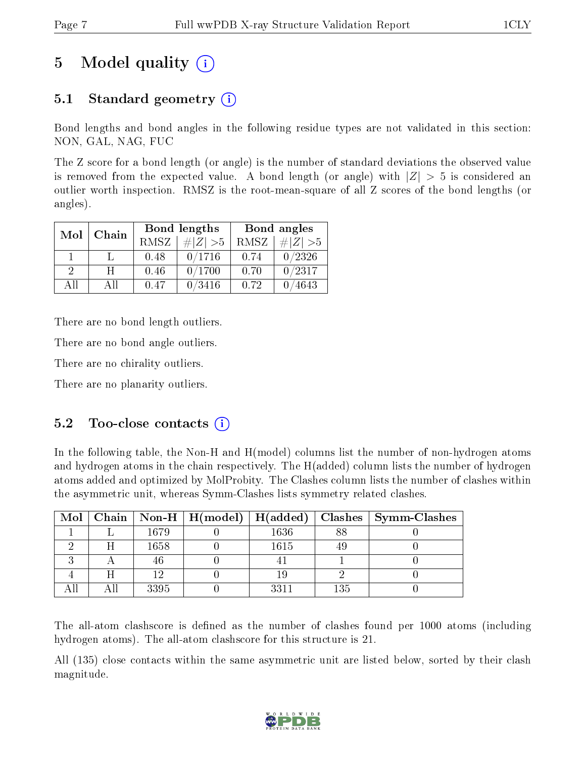# 5 Model quality (i)

## 5.1 Standard geometry (i)

Bond lengths and bond angles in the following residue types are not validated in this section: NON, GAL, NAG, FUC

The Z score for a bond length (or angle) is the number of standard deviations the observed value is removed from the expected value. A bond length (or angle) with $|Z| > 5$ is considered an outlier worth inspection. RMSZ is the root-mean-square of all Z scores of the bond lengths (or angles).

| Mol | Chain | Bond lengths | | Bond angles | |
|---|---|---|---|---|---|
| | | RMSZ | $\#\|Z\| > 5$ | RMSZ | $\#\|Z\| > 5$ |
| 1 | L | 0.48 | 0/1716 | 0.74 | 0/2326 |
| 2 | H | 0.46 | 0/1700 | 0.70 | 0/2317 |
| All | All | 0.47 | 0/3416 | 0.72 | 0/4643 |

There are no bond length outliers.

There are no bond angle outliers.

There are no chirality outliers.

There are no planarity outliers.

## 5.2 Too-close contacts (i)

In the following table, the Non-H and H(model) columns list the number of non-hydrogen atoms and hydrogen atoms in the chain respectively. The H(added) column lists the number of hydrogen atoms added and optimized by MolProbity. The Clashes column lists the number of clashes within the asymmetric unit, whereas Symm-Clashes lists symmetry related clashes.

| Mol | Chain | Non-H | H(model) | H(added) | Clashes | Symm-Clashes |
|---|---|---|---|---|---|---|
| 1 | L | 1679 | 0 | 1636 | 88 | 0 |
| 2 | H | 1658 | 0 | 1615 | 49 | 0 |
| 3 | A | 46 | 0 | 41 | 1 | 0 |
| 4 | H | 12 | 0 | 19 | 2 | 0 |
| All | All | 3395 | 0 | 3311 | 135 | 0 |

The all-atom clashscore is defined as the number of clashes found per 1000 atoms (including hydrogen atoms). The all-atom clashscore for this structure is 21.

All (135) close contacts within the same asymmetric unit are listed below, sorted by their clash magnitude.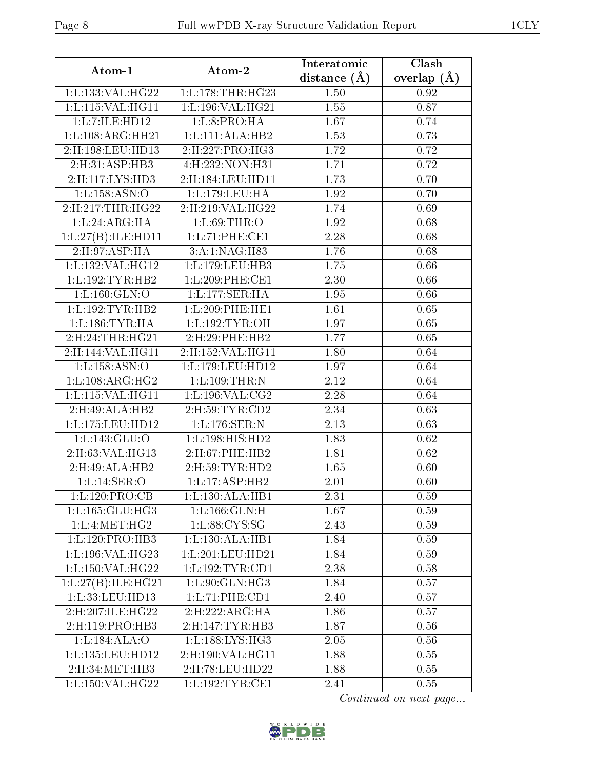| Atom-1 | Atom-2 | Interatomic distance (Å) | Clash overlap (Å) |
|---|---|---|---|
| 1:L:133:VAL:HG22 | 1:L:178:THR:HG23 | 1.50 | 0.92 |
| 1:L:115:VAL:HG11 | 1:L:196:VAL:HG21 | 1.55 | 0.87 |
| 1:L:7:ILE:HD12 | 1:L:8:PRO:HA | 1.67 | 0.74 |
| 1:L:108:ARG:HH21 | 1:L:111:ALA:HB2 | 1.53 | 0.73 |
| 2:H:198:LEU:HD13 | 2:H:227:PRO:HG3 | 1.72 | 0.72 |
| 2:H:31:ASP:HB3 | 4:H:232:NON:H31 | 1.71 | 0.72 |
| 2:H:117:LYS:HD3 | 2:H:184:LEU:HD11 | 1.73 | 0.70 |
| 1:L:158:ASN:O | 1:L:179:LEU:HA | 1.92 | 0.70 |
| 2:H:217:THR:HG22 | 2:H:219:VAL:HG22 | 1.74 | 0.69 |
| 1:L:24:ARG:HA | 1:L:69:THR:O | 1.92 | 0.68 |
| 1:L:27(B):ILE:HD11 | 1:L:71:PHE:CE1 | 2.28 | 0.68 |
| 2:H:97:ASP:HA | 3:A:1:NAG:H83 | 1.76 | 0.68 |
| 1:L:132:VAL:HG12 | 1:L:179:LEU:HB3 | 1.75 | 0.66 |
| 1:L:192:TYR:HB2 | 1:L:209:PHE:CE1 | 2.30 | 0.66 |
| 1:L:160:GLN:O | 1:L:177:SER:HA | 1.95 | 0.66 |
| 1:L:192:TYR:HB2 | 1:L:209:PHE:HE1 | 1.61 | 0.65 |
| 1:L:186:TYR:HA | 1:L:192:TYR:OH | 1.97 | 0.65 |
| 2:H:24:THR:HG21 | 2:H:29:PHE:HB2 | 1.77 | 0.65 |
| 2:H:144:VAL:HG11 | 2:H:152:VAL:HG11 | 1.80 | 0.64 |
| 1:L:158:ASN:O | 1:L:179:LEU:HD12 | 1.97 | 0.64 |
| 1:L:108:ARG:HG2 | 1:L:109:THR:N | 2.12 | 0.64 |
| 1:L:115:VAL:HG11 | 1:L:196:VAL:CG2 | 2.28 | 0.64 |
| 2:H:49:ALA:HB2 | 2:H:59:TYR:CD2 | 2.34 | 0.63 |
| 1:L:175:LEU:HD12 | 1:L:176:SER:N | 2.13 | 0.63 |
| 1:L:143:GLU:O | 1:L:198:HIS:HD2 | 1.83 | 0.62 |
| 2:H:63:VAL:HG13 | 2:H:67:PHE:HB2 | 1.81 | 0.62 |
| 2:H:49:ALA:HB2 | 2:H:59:TYR:HD2 | 1.65 | 0.60 |
| 1:L:14:SER:O | 1:L:17:ASP:HB2 | 2.01 | 0.60 |
| 1:L:120:PRO:CB | 1:L:130:ALA:HB1 | 2.31 | 0.59 |
| 1:L:165:GLU:HG3 | 1:L:166:GLN:H | 1.67 | 0.59 |
| 1:L:4:MET:HG2 | 1:L:88:CYS:SG | 2.43 | 0.59 |
| 1:L:120:PRO:HB3 | 1:L:130:ALA:HB1 | 1.84 | 0.59 |
| 1:L:196:VAL:HG23 | 1:L:201:LEU:HD21 | 1.84 | 0.59 |
| 1:L:150:VAL:HG22 | 1:L:192:TYR:CD1 | 2.38 | 0.58 |
| 1:L:27(B):ILE:HG21 | 1:L:90:GLN:HG3 | 1.84 | 0.57 |
| 1:L:33:LEU:HD13 | 1:L:71:PHE:CD1 | 2.40 | 0.57 |
| 2:H:207:ILE:HG22 | 2:H:222:ARG:HA | 1.86 | 0.57 |
| 2:H:119:PRO:HB3 | 2:H:147:TYR:HB3 | 1.87 | 0.56 |
| 1:L:184:ALA:O | 1:L:188:LYS:HG3 | 2.05 | 0.56 |
| 1:L:135:LEU:HD12 | 2:H:190:VAL:HG11 | 1.88 | 0.55 |
| 2:H:34:MET:HB3 | 2:H:78:LEU:HD22 | 1.88 | 0.55 |
| 1:L:150:VAL:HG22 | 1:L:192:TYR:CE1 | 2.41 | 0.55 |

*Continued on next page...*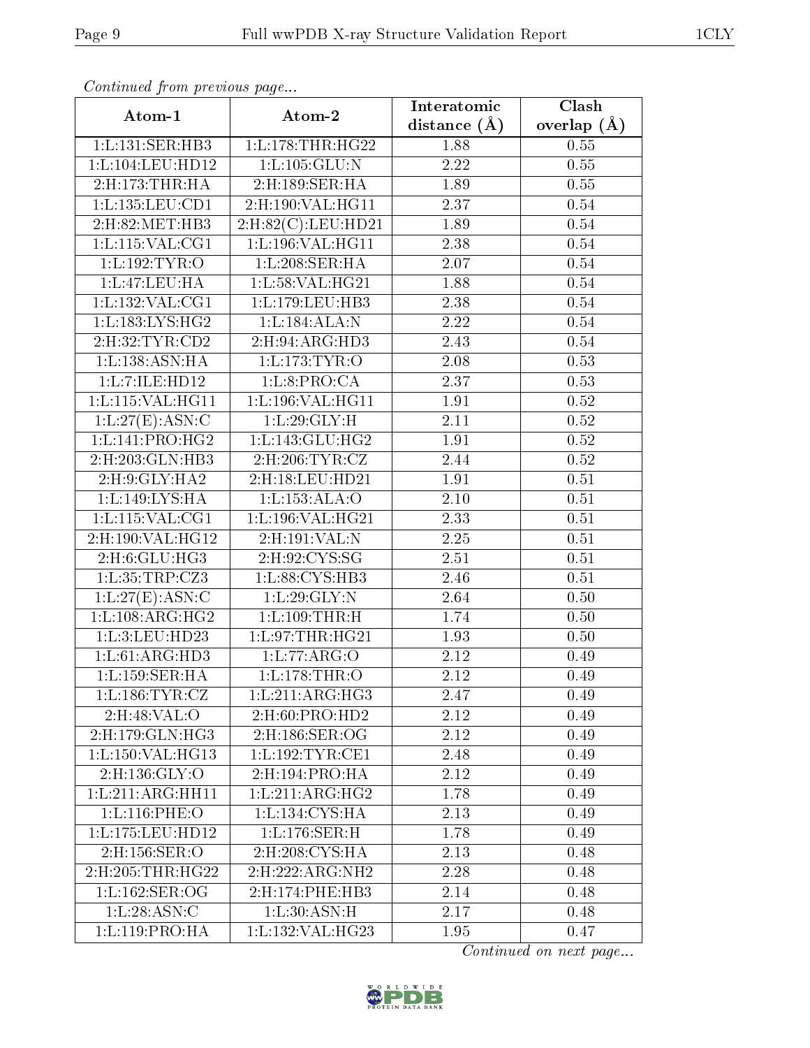*Continued from previous page...*

| Atom-1 | Atom-2 | Interatomic distance (Å) | Clash overlap (Å) |
| --- | --- | --- | --- |
| 1:L:131:SER:HB3 | 1:L:178:THR:HG22 | 1.88 | 0.55 |
| 1:L:104:LEU:HD12 | 1:L:105:GLU:N | 2.22 | 0.55 |
| 2:H:173:THR:HA | 2:H:189:SER:HA | 1.89 | 0.55 |
| 1:L:135:LEU:CD1 | 2:H:190:VAL:HG11 | 2.37 | 0.54 |
| 2:H:82:MET:HB3 | 2:H:82(C):LEU:HD21 | 1.89 | 0.54 |
| 1:L:115:VAL:CG1 | 1:L:196:VAL:HG11 | 2.38 | 0.54 |
| 1:L:192:TYR:O | 1:L:208:SER:HA | 2.07 | 0.54 |
| 1:L:47:LEU:HA | 1:L:58:VAL:HG21 | 1.88 | 0.54 |
| 1:L:132:VAL:CG1 | 1:L:179:LEU:HB3 | 2.38 | 0.54 |
| 1:L:183:LYS:HG2 | 1:L:184:ALA:N | 2.22 | 0.54 |
| 2:H:32:TYR:CD2 | 2:H:94:ARG:HD3 | 2.43 | 0.54 |
| 1:L:138:ASN:HA | 1:L:173:TYR:O | 2.08 | 0.53 |
| 1:L:7:ILE:HD12 | 1:L:8:PRO:CA | 2.37 | 0.53 |
| 1:L:115:VAL:HG11 | 1:L:196:VAL:HG11 | 1.91 | 0.52 |
| 1:L:27(E):ASN:C | 1:L:29:GLY:H | 2.11 | 0.52 |
| 1:L:141:PRO:HG2 | 1:L:143:GLU:HG2 | 1.91 | 0.52 |
| 2:H:203:GLN:HB3 | 2:H:206:TYR:CZ | 2.44 | 0.52 |
| 2:H:9:GLY:HA2 | 2:H:18:LEU:HD21 | 1.91 | 0.51 |
| 1:L:149:LYS:HA | 1:L:153:ALA:O | 2.10 | 0.51 |
| 1:L:115:VAL:CG1 | 1:L:196:VAL:HG21 | 2.33 | 0.51 |
| 2:H:190:VAL:HG12 | 2:H:191:VAL:N | 2.25 | 0.51 |
| 2:H:6:GLU:HG3 | 2:H:92:CYS:SG | 2.51 | 0.51 |
| 1:L:35:TRP:CZ3 | 1:L:88:CYS:HB3 | 2.46 | 0.51 |
| 1:L:27(E):ASN:C | 1:L:29:GLY:N | 2.64 | 0.50 |
| 1:L:108:ARG:HG2 | 1:L:109:THR:H | 1.74 | 0.50 |
| 1:L:3:LEU:HD23 | 1:L:97:THR:HG21 | 1.93 | 0.50 |
| 1:L:61:ARG:HD3 | 1:L:77:ARG:O | 2.12 | 0.49 |
| 1:L:159:SER:HA | 1:L:178:THR:O | 2.12 | 0.49 |
| 1:L:186:TYR:CZ | 1:L:211:ARG:HG3 | 2.47 | 0.49 |
| 2:H:48:VAL:O | 2:H:60:PRO:HD2 | 2.12 | 0.49 |
| 2:H:179:GLN:HG3 | 2:H:186:SER:OG | 2.12 | 0.49 |
| 1:L:150:VAL:HG13 | 1:L:192:TYR:CE1 | 2.48 | 0.49 |
| 2:H:136:GLY:O | 2:H:194:PRO:HA | 2.12 | 0.49 |
| 1:L:211:ARG:HH11 | 1:L:211:ARG:HG2 | 1.78 | 0.49 |
| 1:L:116:PHE:O | 1:L:134:CYS:HA | 2.13 | 0.49 |
| 1:L:175:LEU:HD12 | 1:L:176:SER:H | 1.78 | 0.49 |
| 2:H:156:SER:O | 2:H:208:CYS:HA | 2.13 | 0.48 |
| 2:H:205:THR:HG22 | 2:H:222:ARG:NH2 | 2.28 | 0.48 |
| 1:L:162:SER:OG | 2:H:174:PHE:HB3 | 2.14 | 0.48 |
| 1:L:28:ASN:C | 1:L:30:ASN:H | 2.17 | 0.48 |
| 1:L:119:PRO:HA | 1:L:132:VAL:HG23 | 1.95 | 0.47 |

*Continued on next page...*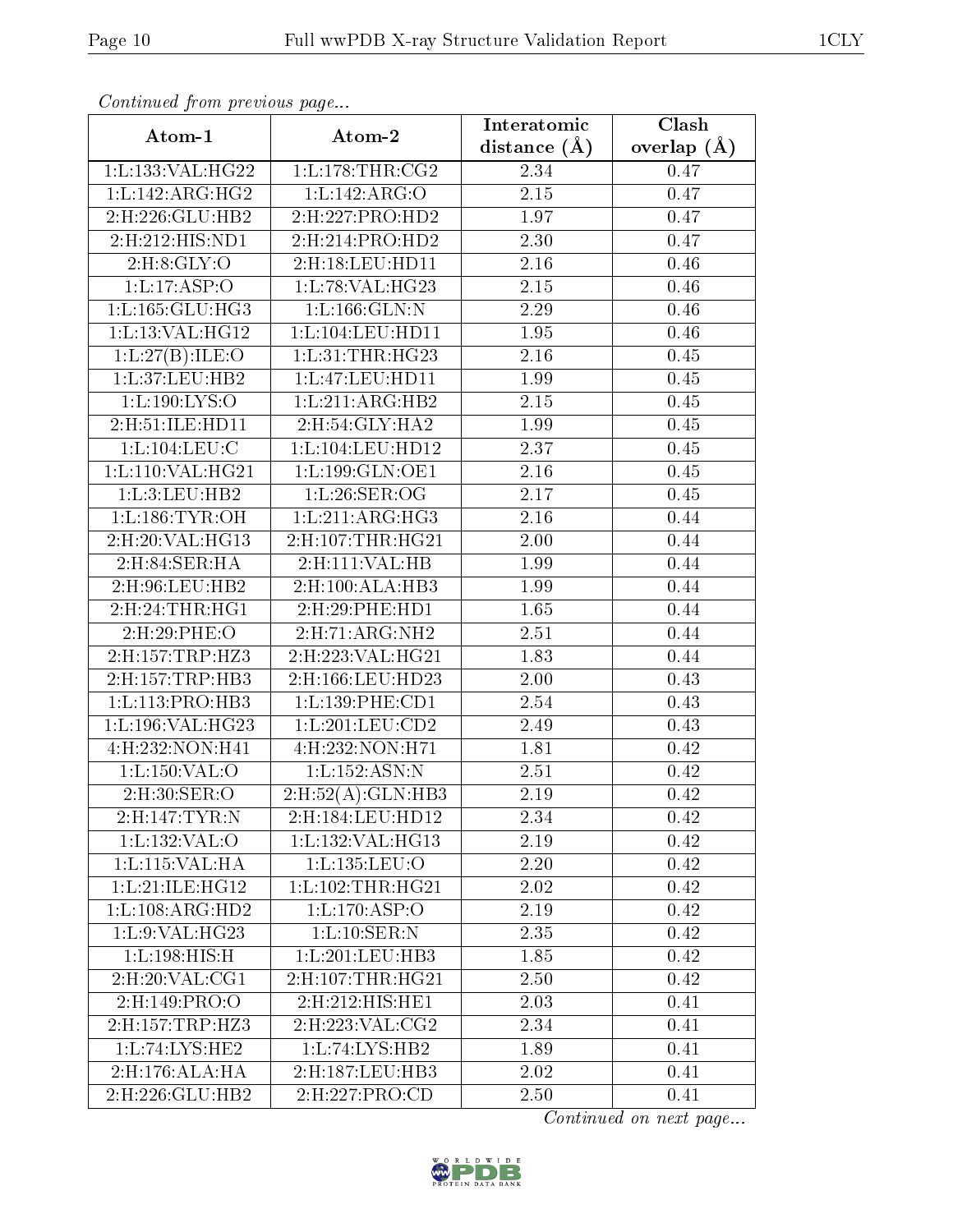*Continued from previous page...*

| Atom-1 | Atom-2 | Interatomic distance (Å) | Clash overlap (Å) |
|---|---|---|---|
| 1:L:133:VAL:HG22 | 1:L:178:THR:CG2 | 2.34 | 0.47 |
| 1:L:142:ARG:HG2 | 1:L:142:ARG:O | 2.15 | 0.47 |
| 2:H:226:GLU:HB2 | 2:H:227:PRO:HD2 | 1.97 | 0.47 |
| 2:H:212:HIS:ND1 | 2:H:214:PRO:HD2 | 2.30 | 0.47 |
| 2:H:8:GLY:O | 2:H:18:LEU:HD11 | 2.16 | 0.46 |
| 1:L:17:ASP:O | 1:L:78:VAL:HG23 | 2.15 | 0.46 |
| 1:L:165:GLU:HG3 | 1:L:166:GLN:N | 2.29 | 0.46 |
| 1:L:13:VAL:HG12 | 1:L:104:LEU:HD11 | 1.95 | 0.46 |
| 1:L:27(B):ILE:O | 1:L:31:THR:HG23 | 2.16 | 0.45 |
| 1:L:37:LEU:HB2 | 1:L:47:LEU:HD11 | 1.99 | 0.45 |
| 1:L:190:LYS:O | 1:L:211:ARG:HB2 | 2.15 | 0.45 |
| 2:H:51:ILE:HD11 | 2:H:54:GLY:HA2 | 1.99 | 0.45 |
| 1:L:104:LEU:C | 1:L:104:LEU:HD12 | 2.37 | 0.45 |
| 1:L:110:VAL:HG21 | 1:L:199:GLN:OE1 | 2.16 | 0.45 |
| 1:L:3:LEU:HB2 | 1:L:26:SER:OG | 2.17 | 0.45 |
| 1:L:186:TYR:OH | 1:L:211:ARG:HG3 | 2.16 | 0.44 |
| 2:H:20:VAL:HG13 | 2:H:107:THR:HG21 | 2.00 | 0.44 |
| 2:H:84:SER:HA | 2:H:111:VAL:HB | 1.99 | 0.44 |
| 2:H:96:LEU:HB2 | 2:H:100:ALA:HB3 | 1.99 | 0.44 |
| 2:H:24:THR:HG1 | 2:H:29:PHE:HD1 | 1.65 | 0.44 |
| 2:H:29:PHE:O | 2:H:71:ARG:NH2 | 2.51 | 0.44 |
| 2:H:157:TRP:HZ3 | 2:H:223:VAL:HG21 | 1.83 | 0.44 |
| 2:H:157:TRP:HB3 | 2:H:166:LEU:HD23 | 2.00 | 0.43 |
| 1:L:113:PRO:HB3 | 1:L:139:PHE:CD1 | 2.54 | 0.43 |
| 1:L:196:VAL:HG23 | 1:L:201:LEU:CD2 | 2.49 | 0.43 |
| 4:H:232:NON:H41 | 4:H:232:NON:H71 | 1.81 | 0.42 |
| 1:L:150:VAL:O | 1:L:152:ASN:N | 2.51 | 0.42 |
| 2:H:30:SER:O | 2:H:52(A):GLN:HB3 | 2.19 | 0.42 |
| 2:H:147:TYR:N | 2:H:184:LEU:HD12 | 2.34 | 0.42 |
| 1:L:132:VAL:O | 1:L:132:VAL:HG13 | 2.19 | 0.42 |
| 1:L:115:VAL:HA | 1:L:135:LEU:O | 2.20 | 0.42 |
| 1:L:21:ILE:HG12 | 1:L:102:THR:HG21 | 2.02 | 0.42 |
| 1:L:108:ARG:HD2 | 1:L:170:ASP:O | 2.19 | 0.42 |
| 1:L:9:VAL:HG23 | 1:L:10:SER:N | 2.35 | 0.42 |
| 1:L:198:HIS:H | 1:L:201:LEU:HB3 | 1.85 | 0.42 |
| 2:H:20:VAL:CG1 | 2:H:107:THR:HG21 | 2.50 | 0.42 |
| 2:H:149:PRO:O | 2:H:212:HIS:HE1 | 2.03 | 0.41 |
| 2:H:157:TRP:HZ3 | 2:H:223:VAL:CG2 | 2.34 | 0.41 |
| 1:L:74:LYS:HE2 | 1:L:74:LYS:HB2 | 1.89 | 0.41 |
| 2:H:176:ALA:HA | 2:H:187:LEU:HB3 | 2.02 | 0.41 |
| 2:H:226:GLU:HB2 | 2:H:227:PRO:CD | 2.50 | 0.41 |

*Continued on next page...*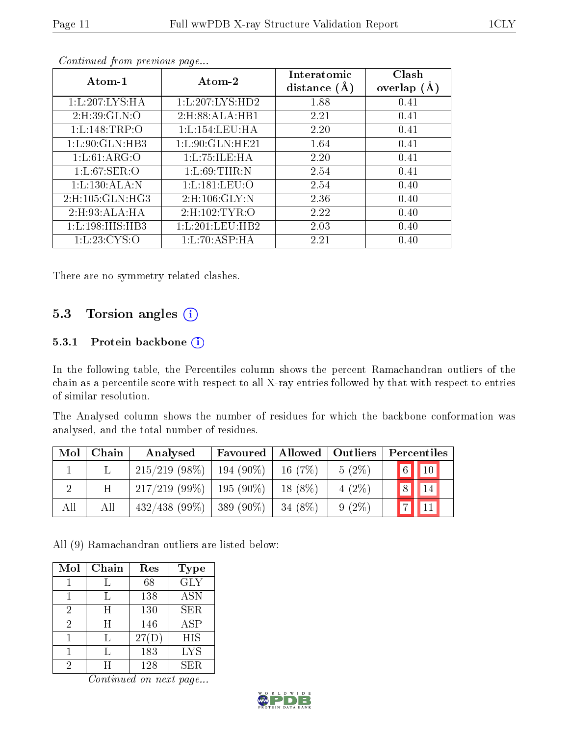*Continued from previous page...*

| Atom-1 | Atom-2 | Interatomic distance (Å) | Clash overlap (Å) |
|---|---|---|---|
| 1:L:207:LYS:HA | 1:L:207:LYS:HD2 | 1.88 | 0.41 |
| 2:H:39:GLN:O | 2:H:88:ALA:HB1 | 2.21 | 0.41 |
| 1:L:148:TRP:O | 1:L:154:LEU:HA | 2.20 | 0.41 |
| 1:L:90:GLN:HB3 | 1:L:90:GLN:HE21 | 1.64 | 0.41 |
| 1:L:61:ARG:O | 1:L:75:ILE:HA | 2.20 | 0.41 |
| 1:L:67:SER:O | 1:L:69:THR:N | 2.54 | 0.41 |
| 1:L:130:ALA:N | 1:L:181:LEU:O | 2.54 | 0.40 |
| 2:H:105:GLN:HG3 | 2:H:106:GLY:N | 2.36 | 0.40 |
| 2:H:93:ALA:HA | 2:H:102:TYR:O | 2.22 | 0.40 |
| 1:L:198:HIS:HB3 | 1:L:201:LEU:HB2 | 2.03 | 0.40 |
| 1:L:23:CYS:O | 1:L:70:ASP:HA | 2.21 | 0.40 |

There are no symmetry-related clashes.

## 5.3 Torsion angles

### 5.3.1 Protein backbone

In the following table, the Percentiles column shows the percent Ramachandran outliers of the chain as a percentile score with respect to all X-ray entries followed by that with respect to entries of similar resolution.

The Analysed column shows the number of residues for which the backbone conformation was analysed, and the total number of residues.

| Mol | Chain | Analysed | Favoured | Allowed | Outliers | Percentiles | |
|---|---|---|---|---|---|---|---|
| 1 | L | 215/219 (98%) | 194 (90%) | 16 (7%) | 5 (2%) | 6 | 10 |
| 2 | H | 217/219 (99%) | 195 (90%) | 18 (8%) | 4 (2%) | 8 | 14 |
| All | All | 432/438 (99%) | 389 (90%) | 34 (8%) | 9 (2%) | 7 | 11 |

All (9) Ramachandran outliers are listed below:

| Mol | Chain | Res | Type |
|---|---|---|---|
| 1 | L | 68 | GLY |
| 1 | L | 138 | ASN |
| 2 | H | 130 | SER |
| 2 | H | 146 | ASP |
| 1 | L | 27(D) | HIS |
| 1 | L | 183 | LYS |
| 2 | H | 128 | SER |

*Continued on next page...*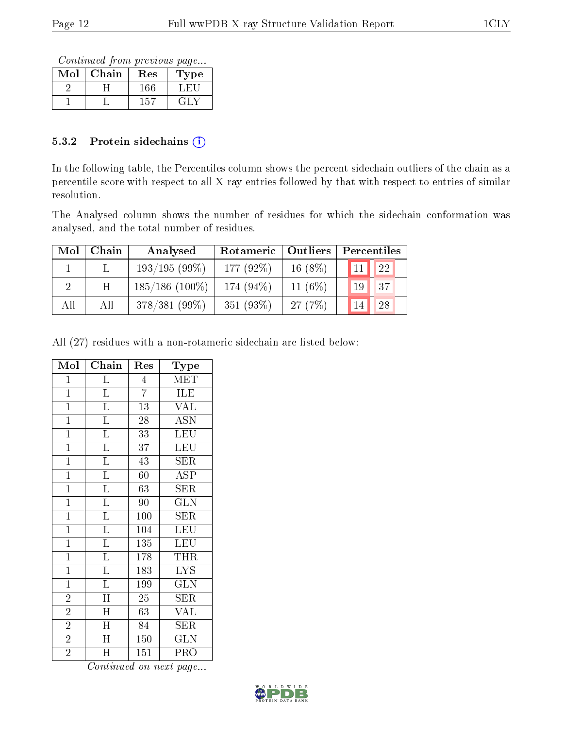*Continued from previous page...*

| Mol | Chain | Res | Type |
|---|---|---|---|
| 2 | H | 166 | LEU |
| 1 | L | 157 | GLY |

### 5.3.2 Protein sidechains

In the following table, the Percentiles column shows the percent sidechain outliers of the chain as a percentile score with respect to all X-ray entries followed by that with respect to entries of similar resolution.

The Analysed column shows the number of residues for which the sidechain conformation was analysed, and the total number of residues.

| Mol | Chain | Analysed | Rotameric | Outliers | Percentiles | |
|---|---|---|---|---|---|---|
| 1 | L | 193/195 (99%) | 177 (92%) | 16 (8%) | 11 | 22 |
| 2 | H | 185/186 (100%) | 174 (94%) | 11 (6%) | 19 | 37 |
| All | All | 378/381 (99%) | 351 (93%) | 27 (7%) | 14 | 28 |

All (27) residues with a non-rotameric sidechain are listed below:

| Mol | Chain | Res | Type |
|---|---|---|---|
| 1 | L | 4 | MET |
| 1 | L | 7 | ILE |
| 1 | L | 13 | VAL |
| 1 | L | 28 | ASN |
| 1 | L | 33 | LEU |
| 1 | L | 37 | LEU |
| 1 | L | 43 | SER |
| 1 | L | 60 | ASP |
| 1 | L | 63 | SER |
| 1 | L | 90 | GLN |
| 1 | L | 100 | SER |
| 1 | L | 104 | LEU |
| 1 | L | 135 | LEU |
| 1 | L | 178 | THR |
| 1 | L | 183 | LYS |
| 1 | L | 199 | GLN |
| 2 | H | 25 | SER |
| 2 | H | 63 | VAL |
| 2 | H | 84 | SER |
| 2 | H | 150 | GLN |
| 2 | H | 151 | PRO |

*Continued on next page...*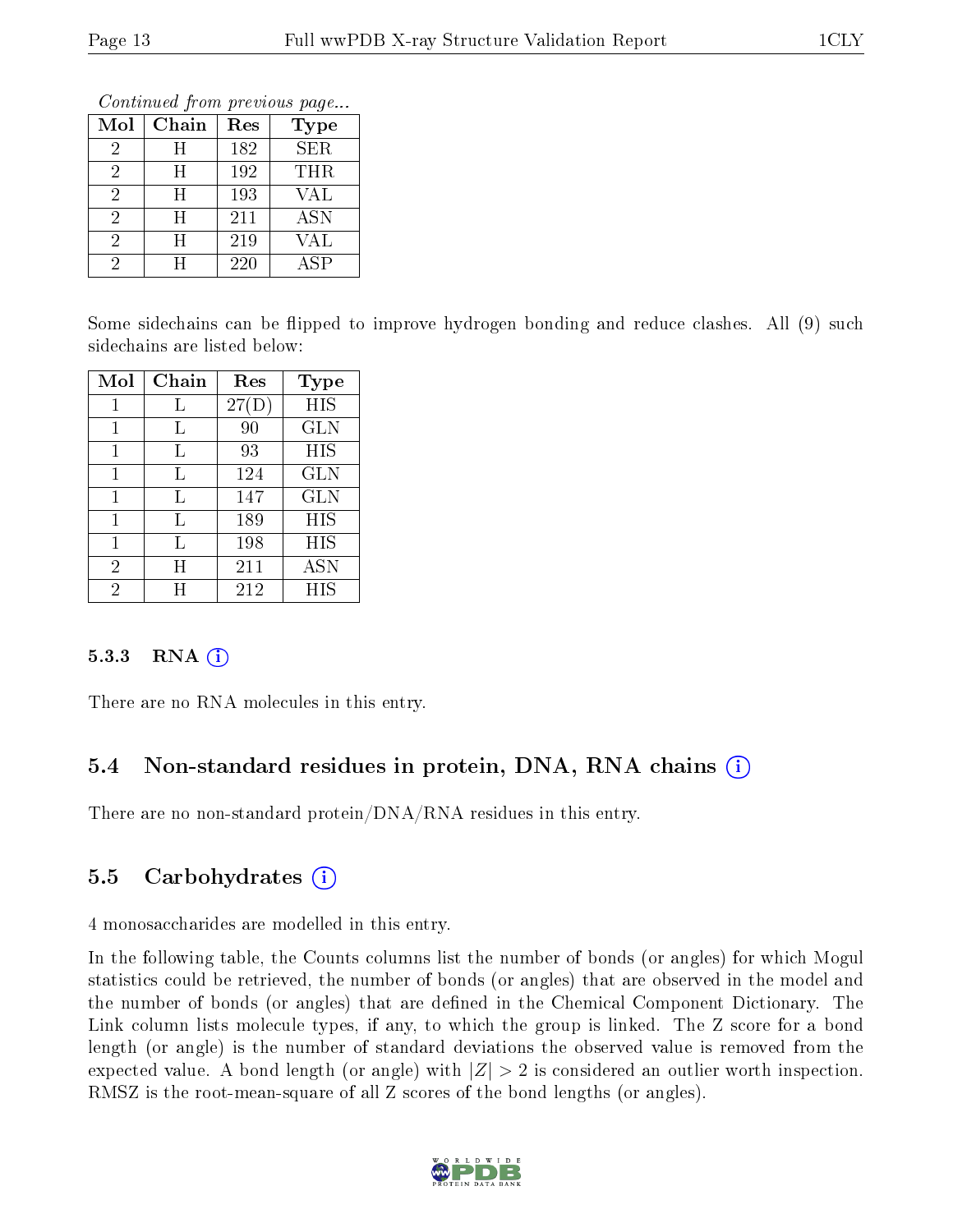*Continued from previous page...*

| Mol | Chain | Res | Type |
|---|---|---|---|
| 2 | H | 182 | SER |
| 2 | H | 192 | THR |
| 2 | H | 193 | VAL |
| 2 | H | 211 | ASN |
| 2 | H | 219 | VAL |
| 2 | H | 220 | ASP |

Some sidechains can be flipped to improve hydrogen bonding and reduce clashes. All (9) such sidechains are listed below:

| Mol | Chain | Res | Type |
|---|---|---|---|
| 1 | L | 27(D) | HIS |
| 1 | L | 90 | GLN |
| 1 | L | 93 | HIS |
| 1 | L | 124 | GLN |
| 1 | L | 147 | GLN |
| 1 | L | 189 | HIS |
| 1 | L | 198 | HIS |
| 2 | H | 211 | ASN |
| 2 | H | 212 | HIS |

### 5.3.3 RNA

There are no RNA molecules in this entry.

## 5.4 Non-standard residues in protein, DNA, RNA chains

There are no non-standard protein/DNA/RNA residues in this entry.

## 5.5 Carbohydrates

4 monosaccharides are modelled in this entry.

In the following table, the Counts columns list the number of bonds (or angles) for which Mogul statistics could be retrieved, the number of bonds (or angles) that are observed in the model and the number of bonds (or angles) that are defined in the Chemical Component Dictionary. The Link column lists molecule types, if any, to which the group is linked. The Z score for a bond length (or angle) is the number of standard deviations the observed value is removed from the expected value. A bond length (or angle) with $|Z| > 2$ is considered an outlier worth inspection. RMSZ is the root-mean-square of all Z scores of the bond lengths (or angles).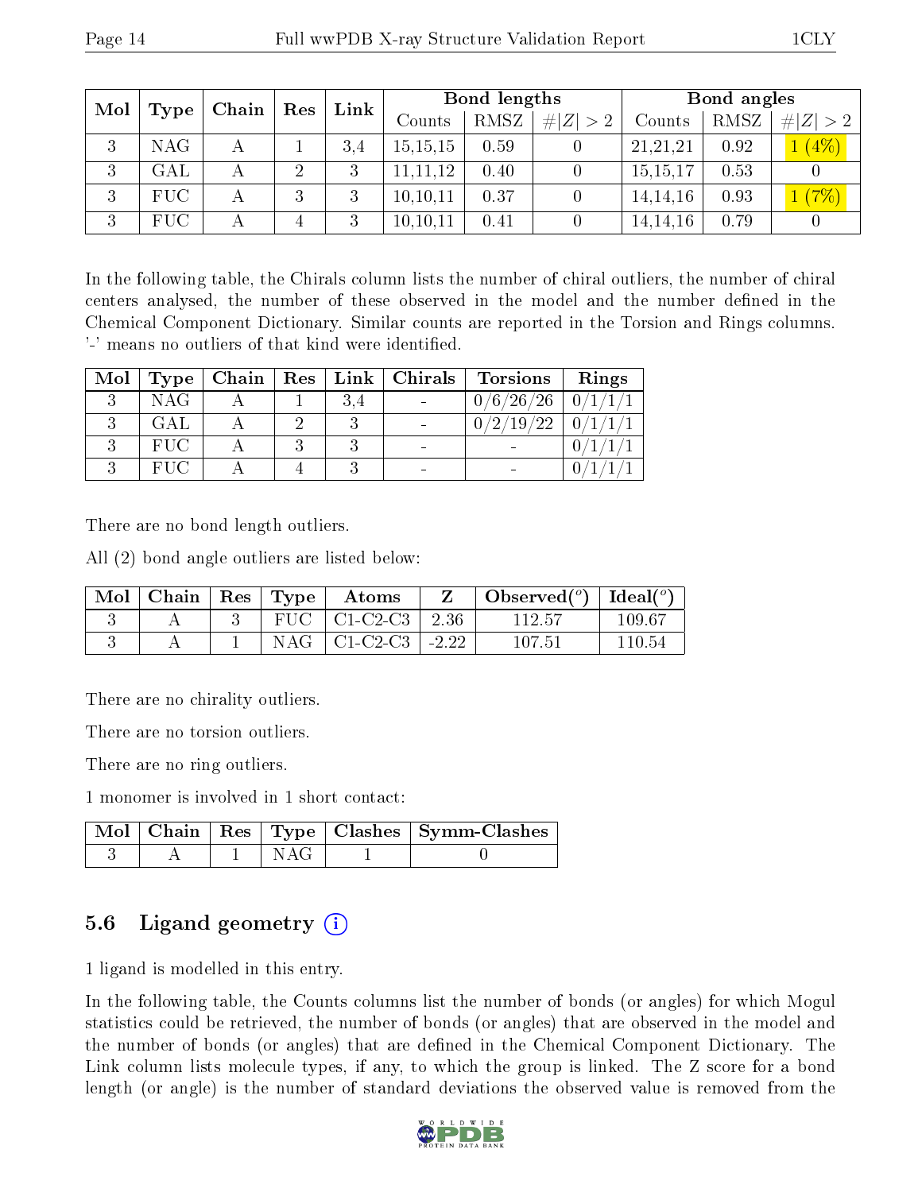| Mol | Type | Chain | Res | Link | Bond lengths | | | Bond angles | | |
|---|---|---|---|---|---|---|---|---|---|---|
| | | | | | Counts | RMSZ | #\|Z\| > 2 | Counts | RMSZ | #\|Z\| > 2 |
| 3 | NAG | A | 1 | 3,4 | 15,15,15 | 0.59 | 0 | 21,21,21 | 0.92 | 1 (4%) |
| 3 | GAL | A | 2 | 3 | 11,11,12 | 0.40 | 0 | 15,15,17 | 0.53 | 0 |
| 3 | FUC | A | 3 | 3 | 10,10,11 | 0.37 | 0 | 14,14,16 | 0.93 | 1 (7%) |
| 3 | FUC | A | 4 | 3 | 10,10,11 | 0.41 | 0 | 14,14,16 | 0.79 | 0 |

In the following table, the Chirals column lists the number of chiral outliers, the number of chiral centers analysed, the number of these observed in the model and the number defined in the Chemical Component Dictionary. Similar counts are reported in the Torsion and Rings columns. '-' means no outliers of that kind were identified.

| Mol | Type | Chain | Res | Link | Chirals | Torsions | Rings |
|---|---|---|---|---|---|---|---|
| 3 | NAG | A | 1 | 3,4 | - | 0/6/26/26 | 0/1/1/1 |
| 3 | GAL | A | 2 | 3 | - | 0/2/19/22 | 0/1/1/1 |
| 3 | FUC | A | 3 | 3 | - | - | 0/1/1/1 |
| 3 | FUC | A | 4 | 3 | - | - | 0/1/1/1 |

There are no bond length outliers.

All (2) bond angle outliers are listed below:

| Mol | Chain | Res | Type | Atoms | Z | Observed($^o$) | Ideal($^o$) |
|---|---|---|---|---|---|---|---|
| 3 | A | 3 | FUC | C1-C2-C3 | 2.36 | 112.57 | 109.67 |
| 3 | A | 1 | NAG | C1-C2-C3 | -2.22 | 107.51 | 110.54 |

There are no chirality outliers.

There are no torsion outliers.

There are no ring outliers.

1 monomer is involved in 1 short contact:

| Mol | Chain | Res | Type | Clashes | Symm-Clashes |
|---|---|---|---|---|---|
| 3 | A | 1 | NAG | 1 | 0 |

## 5.6 Ligand geometry (i)

1 ligand is modelled in this entry.

In the following table, the Counts columns list the number of bonds (or angles) for which Mogul statistics could be retrieved, the number of bonds (or angles) that are observed in the model and the number of bonds (or angles) that are defined in the Chemical Component Dictionary. The Link column lists molecule types, if any, to which the group is linked. The Z score for a bond length (or angle) is the number of standard deviations the observed value is removed from the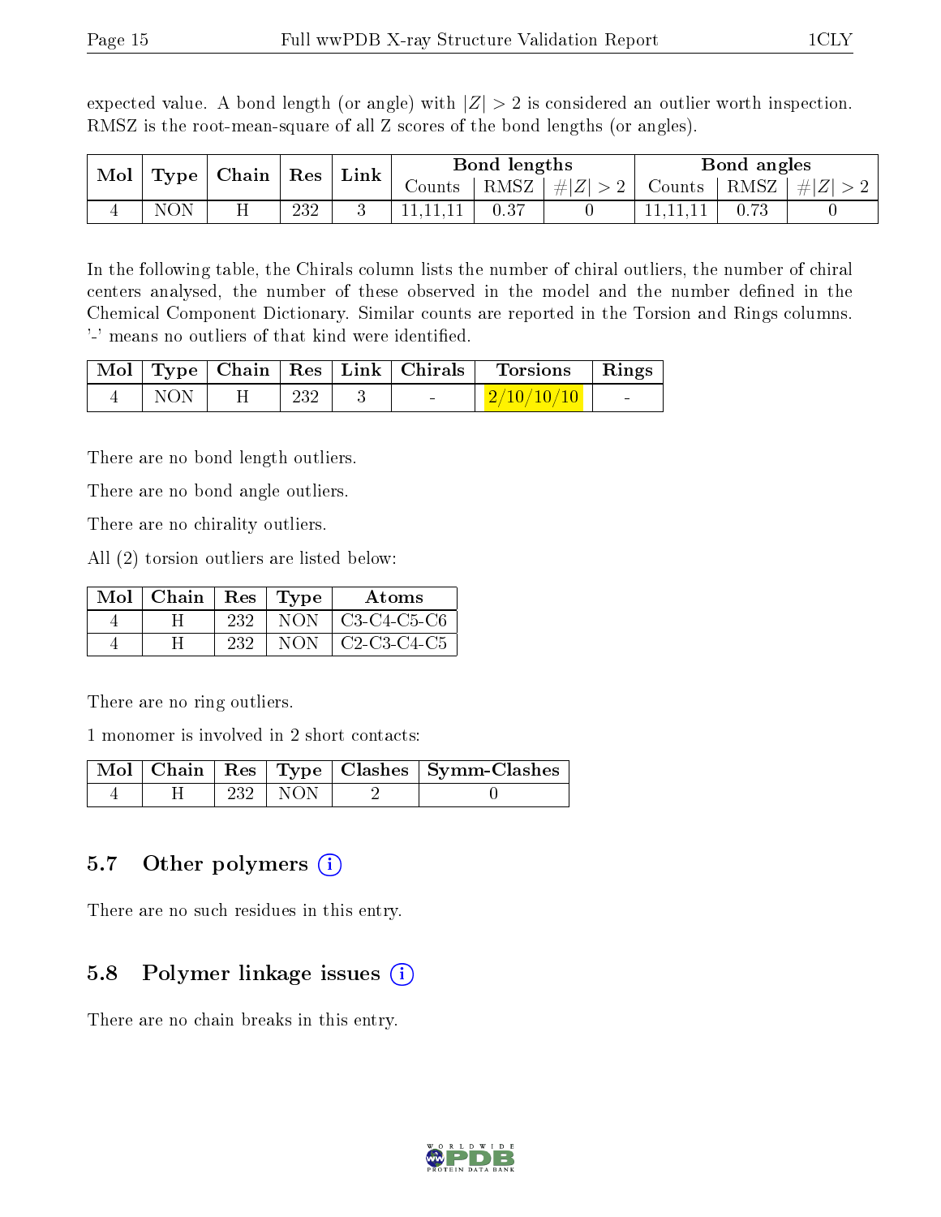expected value. A bond length (or angle) with $|Z| > 2$ is considered an outlier worth inspection. RMSZ is the root-mean-square of all Z scores of the bond lengths (or angles).

| Mol | Type | Chain | Res | Link | Bond lengths | | | Bond angles | | |
|---|---|---|---|---|---|---|---|---|---|---|
| | | | | | Counts | RMSZ | $\#\|Z\| > 2$ | Counts | RMSZ | $\#\|Z\| > 2$ |
| 4 | NON | H | 232 | 3 | 11,11,11 | 0.37 | 0 | 11,11,11 | 0.73 | 0 |

In the following table, the Chirals column lists the number of chiral outliers, the number of chiral centers analysed, the number of these observed in the model and the number defined in the Chemical Component Dictionary. Similar counts are reported in the Torsion and Rings columns. '-' means no outliers of that kind were identified.

| Mol | Type | Chain | Res | Link | Chirals | Torsions | Rings |
|---|---|---|---|---|---|---|---|
| 4 | NON | H | 232 | 3 | - | 2/10/10/10 | - |

There are no bond length outliers.

There are no bond angle outliers.

There are no chirality outliers.

All (2) torsion outliers are listed below:

| Mol | Chain | Res | Type | Atoms |
|---|---|---|---|---|
| 4 | H | 232 | NON | C3-C4-C5-C6 |
| 4 | H | 232 | NON | C2-C3-C4-C5 |

There are no ring outliers.

1 monomer is involved in 2 short contacts:

| Mol | Chain | Res | Type | Clashes | Symm-Clashes |
|---|---|---|---|---|---|
| 4 | H | 232 | NON | 2 | 0 |

## 5.7 Other polymers

There are no such residues in this entry.

## 5.8 Polymer linkage issues

There are no chain breaks in this entry.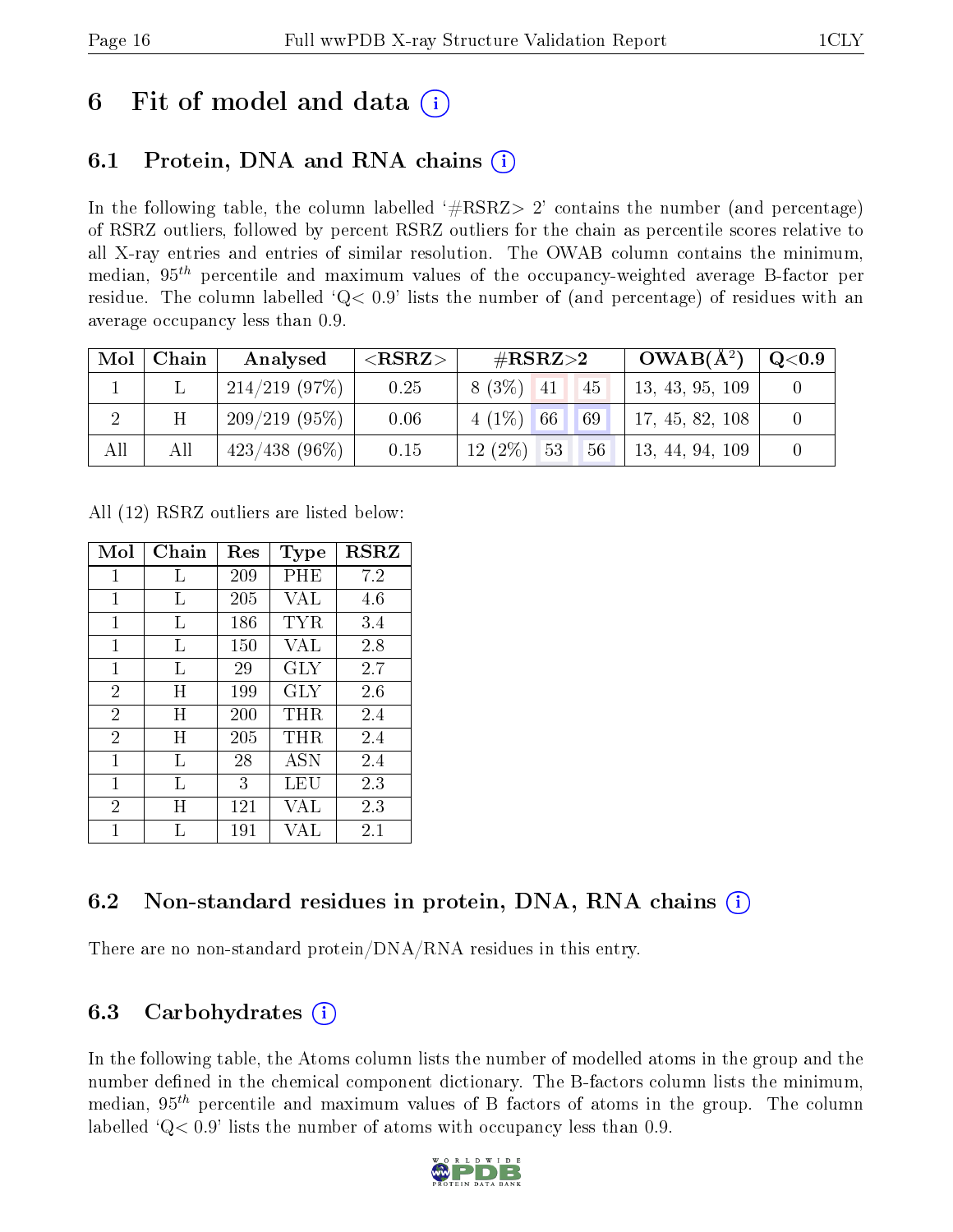# 6 Fit of model and data (i)

## 6.1 Protein, DNA and RNA chains (i)

In the following table, the column labelled '#RSRZ> 2' contains the number (and percentage) of RSRZ outliers, followed by percent RSRZ outliers for the chain as percentile scores relative to all X-ray entries and entries of similar resolution. The OWAB column contains the minimum, median, $95^{th}$ percentile and maximum values of the occupancy-weighted average B-factor per residue. The column labelled 'Q< 0.9' lists the number of (and percentage) of residues with an average occupancy less than 0.9.

| Mol | Chain | Analysed | <RSRZ> | #RSRZ>2 | | | OWAB(Å$^2$) | Q<0.9 |
|---|---|---|---|---|---|---|---|---|
| 1 | L | 214/219 (97%) | 0.25 | 8 (3%) | 41 | 45 | 13, 43, 95, 109 | 0 |
| 2 | H | 209/219 (95%) | 0.06 | 4 (1%) | 66 | 69 | 17, 45, 82, 108 | 0 |
| All | All | 423/438 (96%) | 0.15 | 12 (2%) | 53 | 56 | 13, 44, 94, 109 | 0 |

All (12) RSRZ outliers are listed below:

| Mol | Chain | Res | Type | RSRZ |
|---|---|---|---|---|
| 1 | L | 209 | PHE | 7.2 |
| 1 | L | 205 | VAL | 4.6 |
| 1 | L | 186 | TYR | 3.4 |
| 1 | L | 150 | VAL | 2.8 |
| 1 | L | 29 | GLY | 2.7 |
| 2 | H | 199 | GLY | 2.6 |
| 2 | H | 200 | THR | 2.4 |
| 2 | H | 205 | THR | 2.4 |
| 1 | L | 28 | ASN | 2.4 |
| 1 | L | 3 | LEU | 2.3 |
| 2 | H | 121 | VAL | 2.3 |
| 1 | L | 191 | VAL | 2.1 |

## 6.2 Non-standard residues in protein, DNA, RNA chains (i)

There are no non-standard protein/DNA/RNA residues in this entry.

## 6.3 Carbohydrates (i)

In the following table, the Atoms column lists the number of modelled atoms in the group and the number defined in the chemical component dictionary. The B-factors column lists the minimum, median, $95^{th}$ percentile and maximum values of B factors of atoms in the group. The column labelled 'Q< 0.9' lists the number of atoms with occupancy less than 0.9.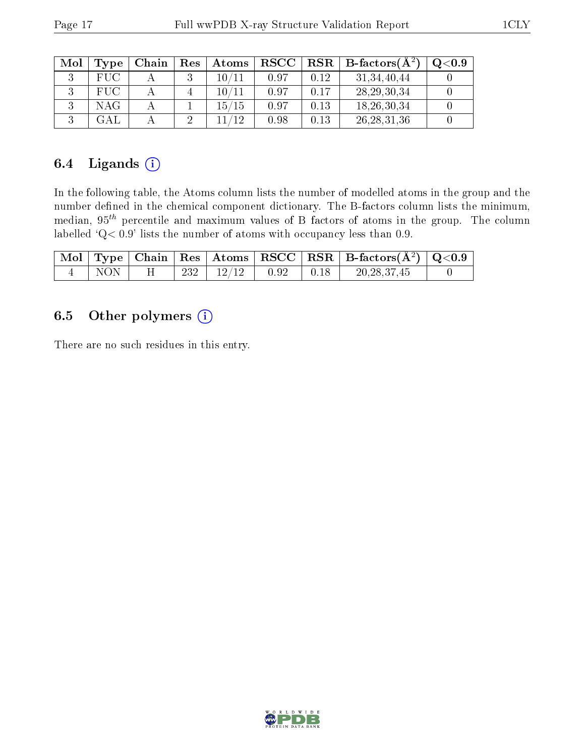| Mol | Type | Chain | Res | Atoms | RSCC | RSR | B-factors($Å^2$) | Q<0.9 |
|---|---|---|---|---|---|---|---|---|
| 3 | FUC | A | 3 | 10/11 | 0.97 | 0.12 | 31,34,40,44 | 0 |
| 3 | FUC | A | 4 | 10/11 | 0.97 | 0.17 | 28,29,30,34 | 0 |
| 3 | NAG | A | 1 | 15/15 | 0.97 | 0.13 | 18,26,30,34 | 0 |
| 3 | GAL | A | 2 | 11/12 | 0.98 | 0.13 | 26,28,31,36 | 0 |

## 6.4 Ligands

In the following table, the Atoms column lists the number of modelled atoms in the group and the number defined in the chemical component dictionary. The B-factors column lists the minimum, median, $95^{th}$ percentile and maximum values of B factors of atoms in the group. The column labelled 'Q< 0.9' lists the number of atoms with occupancy less than 0.9.

| Mol | Type | Chain | Res | Atoms | RSCC | RSR | B-factors($Å^2$) | Q<0.9 |
|---|---|---|---|---|---|---|---|---|
| 4 | NON | H | 232 | 12/12 | 0.92 | 0.18 | 20,28,37,45 | 0 |

## 6.5 Other polymers

There are no such residues in this entry.